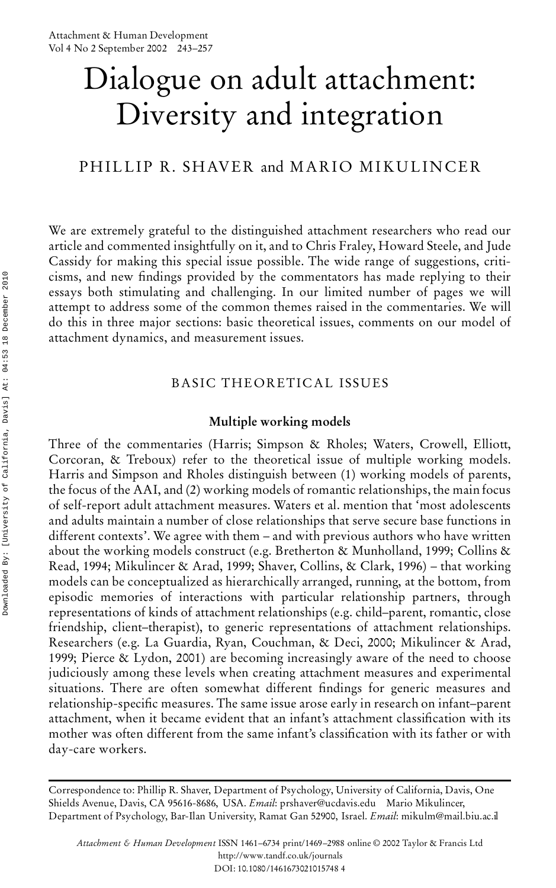# Dialogue on adult attachment: Diversity and integration

PHILLIP R. SHAVER and MARIO MIKULINCER

We are extremely grateful to the distinguished attachment researchers who read our article and commented insightfully on it, and to Chris Fraley, Howard Steele, and Jude Cassidy for making this special issue possible. The wide range of suggestions, criticisms, and new findings provided by the commentators has made replying to their essays both stimulating and challenging. In our limited number of pages we will attempt to address some of the common themes raised in the commentaries. We will do this in three major sections: basic theoretical issues, comments on our model of attachment dynamics, and measurement issues.

## BASIC THEORETICAL ISSUES

### Multiple working models

Three of the commentaries (Harris; Simpson & Rholes; Waters, Crowell, Elliott, Corcoran, & Treboux) refer to the theoretical issue of multiple working models. Harris and Simpson and Rholes distinguish between (1) working models of parents, the focus of the AAI, and (2) working models of romantic relationships, the main focus of self-report adult attachment measures. Waters et al. mention that 'most adolescents and adults maintain a number of close relationships that serve secure base functions in different contexts'. We agree with them – and with previous authors who have written about the working models construct (e.g. Bretherton & Munholland, 1999; Collins & Read, 1994; Mikulincer & Arad, 1999; Shaver, Collins, & Clark, 1996) – that working models can be conceptualized as hierarchically arranged, running, at the bottom, from episodic memories of interactions with particular relationship partners, through representations of kinds of attachment relationships (e.g. child–parent, romantic, close friendship, client–therapist), to generic representations of attachment relationships. Researchers (e.g. La Guardia, Ryan, Couchman, & Deci, 2000; Mikulincer & Arad, 1999; Pierce & Lydon, 2001) are becoming increasingly aware of the need to choose judiciously among these levels when creating attachment measures and experimental situations. There are often somewhat different findings for generic measures and relationship-specific measures. The same issue arose early in research on infant–parent attachment, when it became evident that an infant's attachment classification with its mother was often different from the same infant's classification with its father or with day-care workers.

Correspondence to: Phillip R. Shaver, Department of Psychology, University of California, Davis, One Shields Avenue, Davis, CA 95616-8686, USA. *Email*: prshaver@ucdavis.edu Mario Mikulincer, Department of Psychology, Bar-Ilan University, Ramat Gan 52900, Israel. *Email*: mikulm@mail.biu.ac.il

*Attachment & Human Development* ISSN 1461–6734 print/1469–2988 online © 2002 Taylor & Francis Ltd
http://www.tandf.co.uk/journals
DOI: 10.1080/1461673021015748 4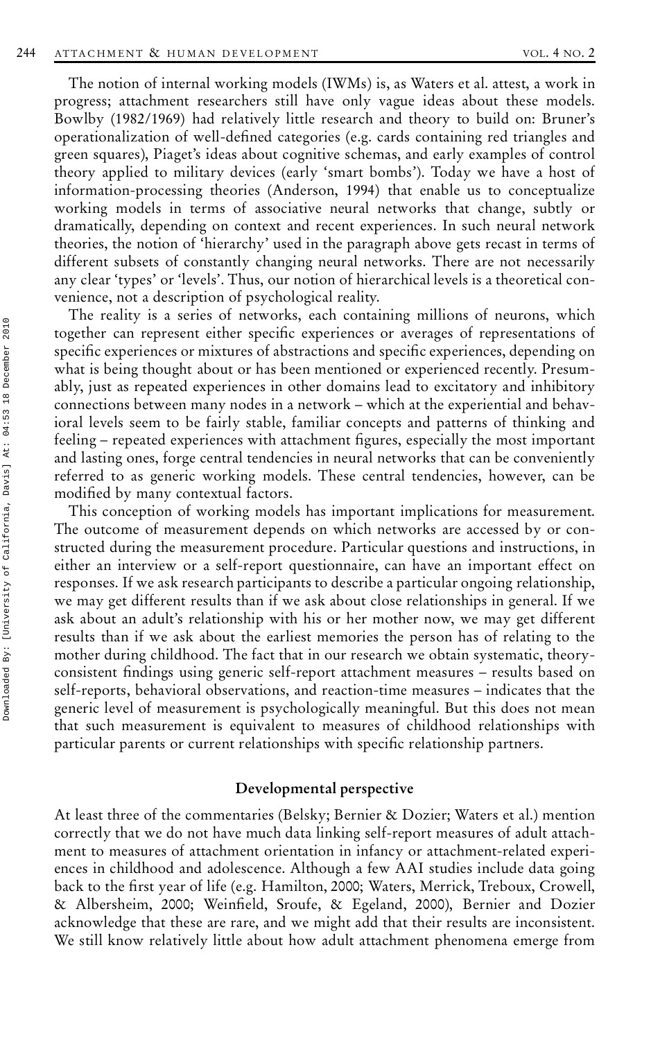The notion of internal working models (IWMs) is, as Waters et al. attest, a work in progress; attachment researchers still have only vague ideas about these models. Bowlby (1982/1969) had relatively little research and theory to build on: Bruner's operationalization of well-defined categories (e.g. cards containing red triangles and green squares), Piaget's ideas about cognitive schemas, and early examples of control theory applied to military devices (early 'smart bombs'). Today we have a host of information-processing theories (Anderson, 1994) that enable us to conceptualize working models in terms of associative neural networks that change, subtly or dramatically, depending on context and recent experiences. In such neural network theories, the notion of 'hierarchy' used in the paragraph above gets recast in terms of different subsets of constantly changing neural networks. There are not necessarily any clear 'types' or 'levels'. Thus, our notion of hierarchical levels is a theoretical convenience, not a description of psychological reality.

The reality is a series of networks, each containing millions of neurons, which together can represent either specific experiences or averages of representations of specific experiences or mixtures of abstractions and specific experiences, depending on what is being thought about or has been mentioned or experienced recently. Presumably, just as repeated experiences in other domains lead to excitatory and inhibitory connections between many nodes in a network – which at the experiential and behavioral levels seem to be fairly stable, familiar concepts and patterns of thinking and feeling – repeated experiences with attachment figures, especially the most important and lasting ones, forge central tendencies in neural networks that can be conveniently referred to as generic working models. These central tendencies, however, can be modified by many contextual factors.

This conception of working models has important implications for measurement. The outcome of measurement depends on which networks are accessed by or constructed during the measurement procedure. Particular questions and instructions, in either an interview or a self-report questionnaire, can have an important effect on responses. If we ask research participants to describe a particular ongoing relationship, we may get different results than if we ask about close relationships in general. If we ask about an adult's relationship with his or her mother now, we may get different results than if we ask about the earliest memories the person has of relating to the mother during childhood. The fact that in our research we obtain systematic, theory-consistent findings using generic self-report attachment measures – results based on self-reports, behavioral observations, and reaction-time measures – indicates that the generic level of measurement is psychologically meaningful. But this does not mean that such measurement is equivalent to measures of childhood relationships with particular parents or current relationships with specific relationship partners.

## Developmental perspective

At least three of the commentaries (Belsky; Bernier & Dozier; Waters et al.) mention correctly that we do not have much data linking self-report measures of adult attachment to measures of attachment orientation in infancy or attachment-related experiences in childhood and adolescence. Although a few AAI studies include data going back to the first year of life (e.g. Hamilton, 2000; Waters, Merrick, Treboux, Crowell, & Albersheim, 2000; Weinfield, Sroufe, & Egeland, 2000), Bernier and Dozier acknowledge that these are rare, and we might add that their results are inconsistent. We still know relatively little about how adult attachment phenomena emerge from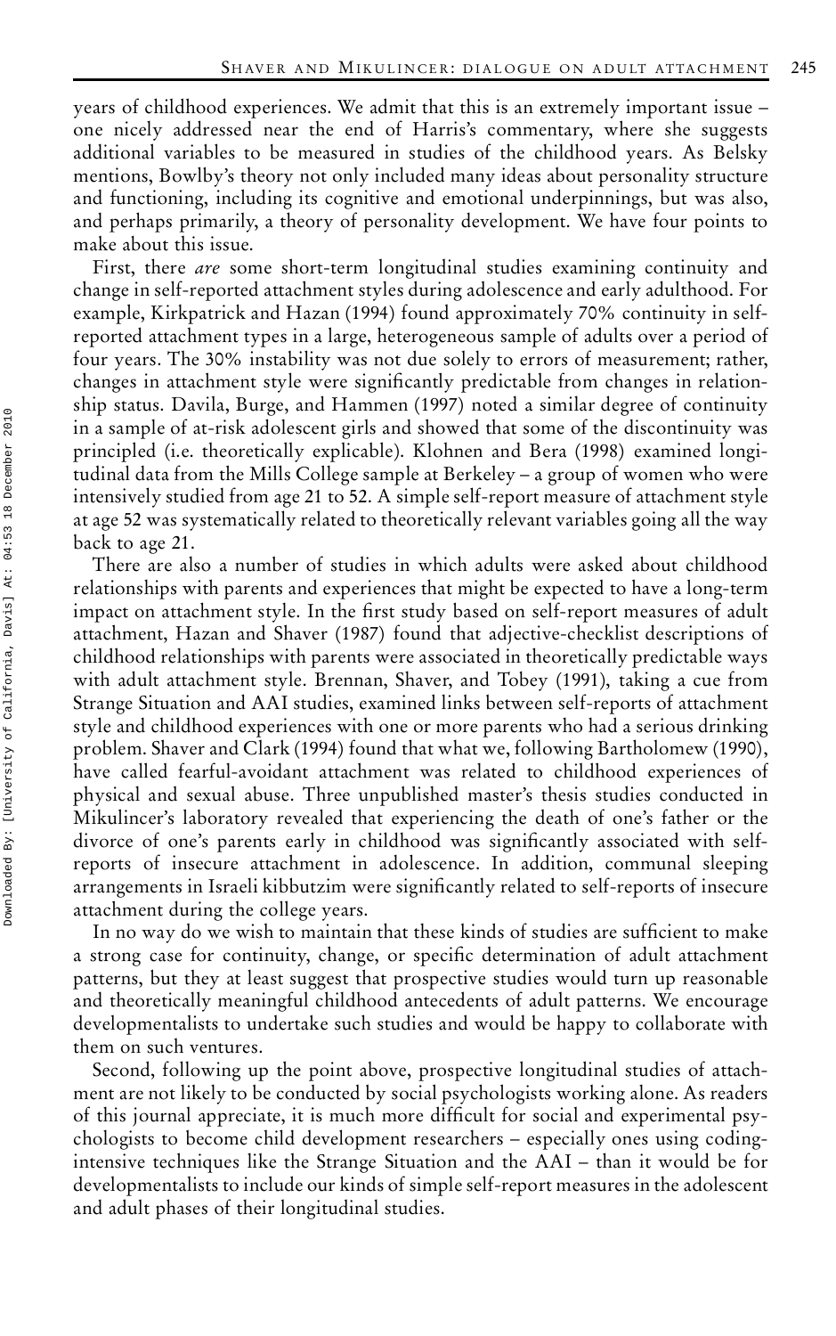years of childhood experiences. We admit that this is an extremely important issue – one nicely addressed near the end of Harris's commentary, where she suggests additional variables to be measured in studies of the childhood years. As Belsky mentions, Bowlby's theory not only included many ideas about personality structure and functioning, including its cognitive and emotional underpinnings, but was also, and perhaps primarily, a theory of personality development. We have four points to make about this issue.

First, there *are* some short-term longitudinal studies examining continuity and change in self-reported attachment styles during adolescence and early adulthood. For example, Kirkpatrick and Hazan (1994) found approximately 70% continuity in self-reported attachment types in a large, heterogeneous sample of adults over a period of four years. The 30% instability was not due solely to errors of measurement; rather, changes in attachment style were significantly predictable from changes in relationship status. Davila, Burge, and Hammen (1997) noted a similar degree of continuity in a sample of at-risk adolescent girls and showed that some of the discontinuity was principled (i.e. theoretically explicable). Klohnen and Bera (1998) examined longitudinal data from the Mills College sample at Berkeley – a group of women who were intensively studied from age 21 to 52. A simple self-report measure of attachment style at age 52 was systematically related to theoretically relevant variables going all the way back to age 21.

There are also a number of studies in which adults were asked about childhood relationships with parents and experiences that might be expected to have a long-term impact on attachment style. In the first study based on self-report measures of adult attachment, Hazan and Shaver (1987) found that adjective-checklist descriptions of childhood relationships with parents were associated in theoretically predictable ways with adult attachment style. Brennan, Shaver, and Tobey (1991), taking a cue from Strange Situation and AAI studies, examined links between self-reports of attachment style and childhood experiences with one or more parents who had a serious drinking problem. Shaver and Clark (1994) found that what we, following Bartholomew (1990), have called fearful-avoidant attachment was related to childhood experiences of physical and sexual abuse. Three unpublished master's thesis studies conducted in Mikulincer's laboratory revealed that experiencing the death of one's father or the divorce of one's parents early in childhood was significantly associated with self-reports of insecure attachment in adolescence. In addition, communal sleeping arrangements in Israeli kibbutzim were significantly related to self-reports of insecure attachment during the college years.

In no way do we wish to maintain that these kinds of studies are sufficient to make a strong case for continuity, change, or specific determination of adult attachment patterns, but they at least suggest that prospective studies would turn up reasonable and theoretically meaningful childhood antecedents of adult patterns. We encourage developmentalists to undertake such studies and would be happy to collaborate with them on such ventures.

Second, following up the point above, prospective longitudinal studies of attachment are not likely to be conducted by social psychologists working alone. As readers of this journal appreciate, it is much more difficult for social and experimental psychologists to become child development researchers – especially ones using coding-intensive techniques like the Strange Situation and the AAI – than it would be for developmentalists to include our kinds of simple self-report measures in the adolescent and adult phases of their longitudinal studies.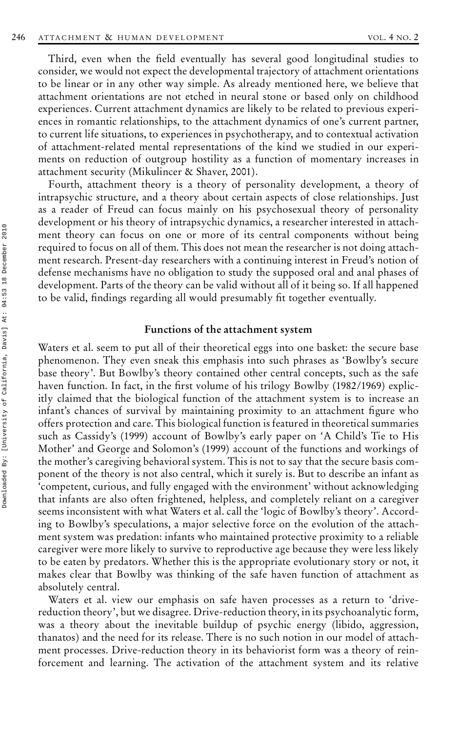Third, even when the field eventually has several good longitudinal studies to consider, we would not expect the developmental trajectory of attachment orientations to be linear or in any other way simple. As already mentioned here, we believe that attachment orientations are not etched in neural stone or based only on childhood experiences. Current attachment dynamics are likely to be related to previous experiences in romantic relationships, to the attachment dynamics of one's current partner, to current life situations, to experiences in psychotherapy, and to contextual activation of attachment-related mental representations of the kind we studied in our experiments on reduction of outgroup hostility as a function of momentary increases in attachment security (Mikulincer & Shaver, 2001).

Fourth, attachment theory is a theory of personality development, a theory of intrapsychic structure, and a theory about certain aspects of close relationships. Just as a reader of Freud can focus mainly on his psychosexual theory of personality development or his theory of intrapsychic dynamics, a researcher interested in attachment theory can focus on one or more of its central components without being required to focus on all of them. This does not mean the researcher is not doing attachment research. Present-day researchers with a continuing interest in Freud's notion of defense mechanisms have no obligation to study the supposed oral and anal phases of development. Parts of the theory can be valid without all of it being so. If all happened to be valid, findings regarding all would presumably fit together eventually.

## Functions of the attachment system

Waters et al. seem to put all of their theoretical eggs into one basket: the secure base phenomenon. They even sneak this emphasis into such phrases as 'Bowlby's secure base theory'. But Bowlby's theory contained other central concepts, such as the safe haven function. In fact, in the first volume of his trilogy Bowlby (1982/1969) explicitly claimed that the biological function of the attachment system is to increase an infant's chances of survival by maintaining proximity to an attachment figure who offers protection and care. This biological function is featured in theoretical summaries such as Cassidy's (1999) account of Bowlby's early paper on 'A Child's Tie to His Mother' and George and Solomon's (1999) account of the functions and workings of the mother's caregiving behavioral system. This is not to say that the secure basis component of the theory is not also central, which it surely is. But to describe an infant as 'competent, curious, and fully engaged with the environment' without acknowledging that infants are also often frightened, helpless, and completely reliant on a caregiver seems inconsistent with what Waters et al. call the 'logic of Bowlby's theory'. According to Bowlby's speculations, a major selective force on the evolution of the attachment system was predation: infants who maintained protective proximity to a reliable caregiver were more likely to survive to reproductive age because they were less likely to be eaten by predators. Whether this is the appropriate evolutionary story or not, it makes clear that Bowlby was thinking of the safe haven function of attachment as absolutely central.

Waters et al. view our emphasis on safe haven processes as a return to 'drive-reduction theory', but we disagree. Drive-reduction theory, in its psychoanalytic form, was a theory about the inevitable buildup of psychic energy (libido, aggression, thanatos) and the need for its release. There is no such notion in our model of attachment processes. Drive-reduction theory in its behaviorist form was a theory of reinforcement and learning. The activation of the attachment system and its relative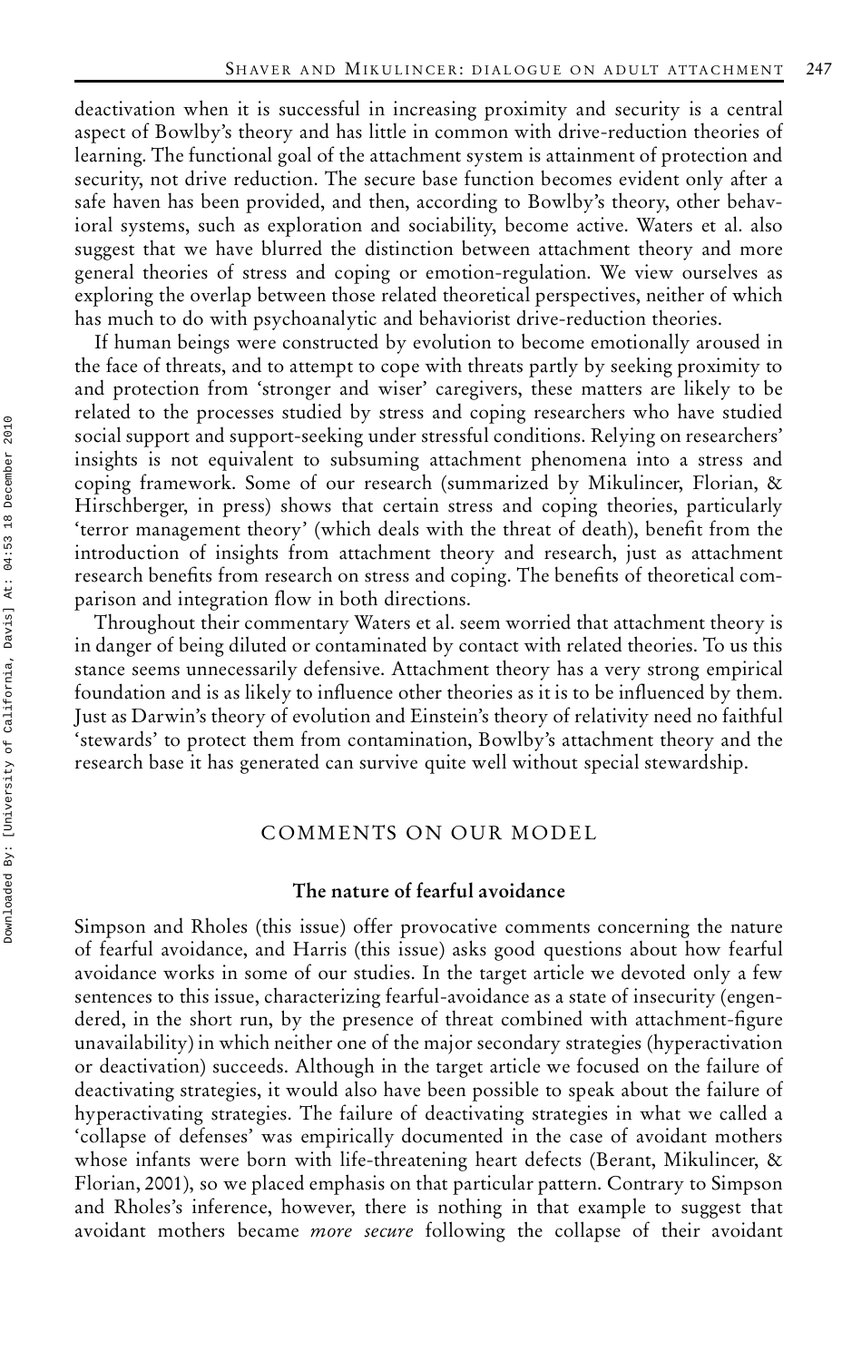deactivation when it is successful in increasing proximity and security is a central aspect of Bowlby's theory and has little in common with drive-reduction theories of learning. The functional goal of the attachment system is attainment of protection and security, not drive reduction. The secure base function becomes evident only after a safe haven has been provided, and then, according to Bowlby's theory, other behavioral systems, such as exploration and sociability, become active. Waters et al. also suggest that we have blurred the distinction between attachment theory and more general theories of stress and coping or emotion-regulation. We view ourselves as exploring the overlap between those related theoretical perspectives, neither of which has much to do with psychoanalytic and behaviorist drive-reduction theories.

If human beings were constructed by evolution to become emotionally aroused in the face of threats, and to attempt to cope with threats partly by seeking proximity to and protection from 'stronger and wiser' caregivers, these matters are likely to be related to the processes studied by stress and coping researchers who have studied social support and support-seeking under stressful conditions. Relying on researchers' insights is not equivalent to subsuming attachment phenomena into a stress and coping framework. Some of our research (summarized by Mikulincer, Florian, & Hirschberger, in press) shows that certain stress and coping theories, particularly 'terror management theory' (which deals with the threat of death), benefit from the introduction of insights from attachment theory and research, just as attachment research benefits from research on stress and coping. The benefits of theoretical comparison and integration flow in both directions.

Throughout their commentary Waters et al. seem worried that attachment theory is in danger of being diluted or contaminated by contact with related theories. To us this stance seems unnecessarily defensive. Attachment theory has a very strong empirical foundation and is as likely to influence other theories as it is to be influenced by them. Just as Darwin's theory of evolution and Einstein's theory of relativity need no faithful 'stewards' to protect them from contamination, Bowlby's attachment theory and the research base it has generated can survive quite well without special stewardship.

## COMMENTS ON OUR MODEL

### The nature of fearful avoidance

Simpson and Rholes (this issue) offer provocative comments concerning the nature of fearful avoidance, and Harris (this issue) asks good questions about how fearful avoidance works in some of our studies. In the target article we devoted only a few sentences to this issue, characterizing fearful-avoidance as a state of insecurity (engendered, in the short run, by the presence of threat combined with attachment-figure unavailability) in which neither one of the major secondary strategies (hyperactivation or deactivation) succeeds. Although in the target article we focused on the failure of deactivating strategies, it would also have been possible to speak about the failure of hyperactivating strategies. The failure of deactivating strategies in what we called a 'collapse of defenses' was empirically documented in the case of avoidant mothers whose infants were born with life-threatening heart defects (Berant, Mikulincer, & Florian, 2001), so we placed emphasis on that particular pattern. Contrary to Simpson and Rholes's inference, however, there is nothing in that example to suggest that avoidant mothers became *more secure* following the collapse of their avoidant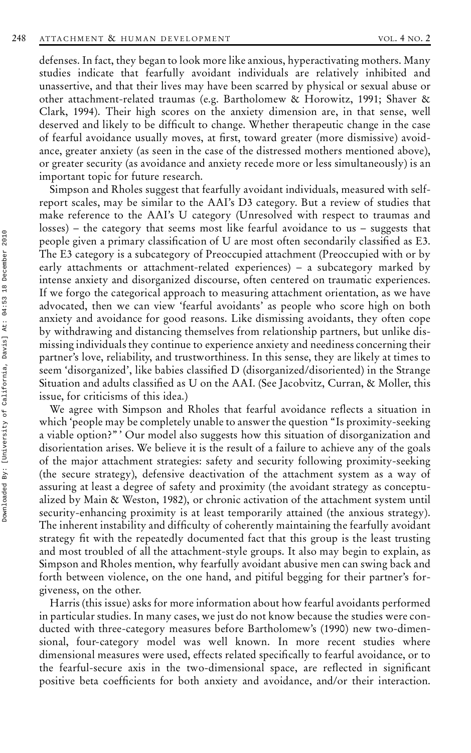defenses. In fact, they began to look more like anxious, hyperactivating mothers. Many studies indicate that fearfully avoidant individuals are relatively inhibited and unassertive, and that their lives may have been scarred by physical or sexual abuse or other attachment-related traumas (e.g. Bartholomew & Horowitz, 1991; Shaver & Clark, 1994). Their high scores on the anxiety dimension are, in that sense, well deserved and likely to be difficult to change. Whether therapeutic change in the case of fearful avoidance usually moves, at first, toward greater (more dismissive) avoidance, greater anxiety (as seen in the case of the distressed mothers mentioned above), or greater security (as avoidance and anxiety recede more or less simultaneously) is an important topic for future research.

Simpson and Rholes suggest that fearfully avoidant individuals, measured with self-report scales, may be similar to the AAI's D3 category. But a review of studies that make reference to the AAI's U category (Unresolved with respect to traumas and losses) – the category that seems most like fearful avoidance to us – suggests that people given a primary classification of U are most often secondarily classified as E3. The E3 category is a subcategory of Preoccupied attachment (Preoccupied with or by early attachments or attachment-related experiences) – a subcategory marked by intense anxiety and disorganized discourse, often centered on traumatic experiences. If we forgo the categorical approach to measuring attachment orientation, as we have advocated, then we can view 'fearful avoidants' as people who score high on both anxiety and avoidance for good reasons. Like dismissing avoidants, they often cope by withdrawing and distancing themselves from relationship partners, but unlike dismissing individuals they continue to experience anxiety and neediness concerning their partner's love, reliability, and trustworthiness. In this sense, they are likely at times to seem 'disorganized', like babies classified D (disorganized/disoriented) in the Strange Situation and adults classified as U on the AAI. (See Jacobvitz, Curran, & Moller, this issue, for criticisms of this idea.)

We agree with Simpson and Rholes that fearful avoidance reflects a situation in which 'people may be completely unable to answer the question "Is proximity-seeking a viable option?" ' Our model also suggests how this situation of disorganization and disorientation arises. We believe it is the result of a failure to achieve any of the goals of the major attachment strategies: safety and security following proximity-seeking (the secure strategy), defensive deactivation of the attachment system as a way of assuring at least a degree of safety and proximity (the avoidant strategy as conceptualized by Main & Weston, 1982), or chronic activation of the attachment system until security-enhancing proximity is at least temporarily attained (the anxious strategy). The inherent instability and difficulty of coherently maintaining the fearfully avoidant strategy fit with the repeatedly documented fact that this group is the least trusting and most troubled of all the attachment-style groups. It also may begin to explain, as Simpson and Rholes mention, why fearfully avoidant abusive men can swing back and forth between violence, on the one hand, and pitiful begging for their partner's forgiveness, on the other.

Harris (this issue) asks for more information about how fearful avoidants performed in particular studies. In many cases, we just do not know because the studies were conducted with three-category measures before Bartholomew's (1990) new two-dimensional, four-category model was well known. In more recent studies where dimensional measures were used, effects related specifically to fearful avoidance, or to the fearful-secure axis in the two-dimensional space, are reflected in significant positive beta coefficients for both anxiety and avoidance, and/or their interaction.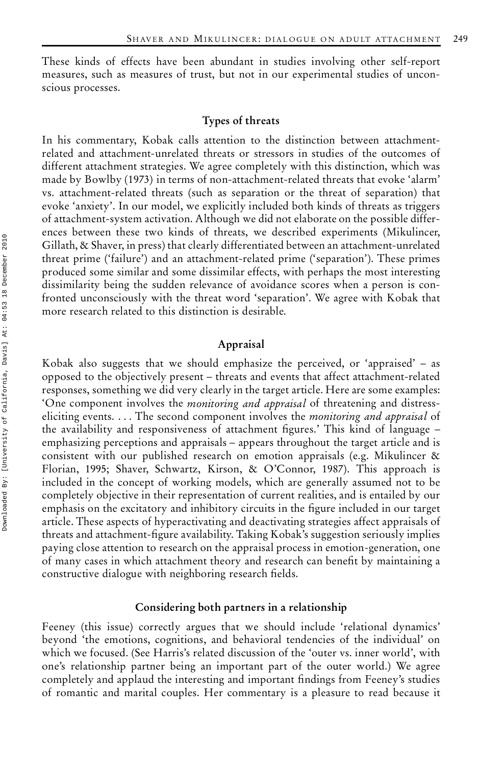These kinds of effects have been abundant in studies involving other self-report measures, such as measures of trust, but not in our experimental studies of unconscious processes.

## Types of threats

In his commentary, Kobak calls attention to the distinction between attachment-related and attachment-unrelated threats or stressors in studies of the outcomes of different attachment strategies. We agree completely with this distinction, which was made by Bowlby (1973) in terms of non-attachment-related threats that evoke 'alarm' vs. attachment-related threats (such as separation or the threat of separation) that evoke 'anxiety'. In our model, we explicitly included both kinds of threats as triggers of attachment-system activation. Although we did not elaborate on the possible differences between these two kinds of threats, we described experiments (Mikulincer, Gillath, & Shaver, in press) that clearly differentiated between an attachment-unrelated threat prime ('failure') and an attachment-related prime ('separation'). These primes produced some similar and some dissimilar effects, with perhaps the most interesting dissimilarity being the sudden relevance of avoidance scores when a person is confronted unconsciously with the threat word 'separation'. We agree with Kobak that more research related to this distinction is desirable.

## Appraisal

Kobak also suggests that we should emphasize the perceived, or 'appraised' – as opposed to the objectively present – threats and events that affect attachment-related responses, something we did very clearly in the target article. Here are some examples: 'One component involves the *monitoring and appraisal* of threatening and distress-eliciting events. . . . The second component involves the *monitoring and appraisal* of the availability and responsiveness of attachment figures.' This kind of language – emphasizing perceptions and appraisals – appears throughout the target article and is consistent with our published research on emotion appraisals (e.g. Mikulincer & Florian, 1995; Shaver, Schwartz, Kirson, & O'Connor, 1987). This approach is included in the concept of working models, which are generally assumed not to be completely objective in their representation of current realities, and is entailed by our emphasis on the excitatory and inhibitory circuits in the figure included in our target article. These aspects of hyperactivating and deactivating strategies affect appraisals of threats and attachment-figure availability. Taking Kobak's suggestion seriously implies paying close attention to research on the appraisal process in emotion-generation, one of many cases in which attachment theory and research can benefit by maintaining a constructive dialogue with neighboring research fields.

## Considering both partners in a relationship

Feeney (this issue) correctly argues that we should include 'relational dynamics' beyond 'the emotions, cognitions, and behavioral tendencies of the individual' on which we focused. (See Harris's related discussion of the 'outer vs. inner world', with one's relationship partner being an important part of the outer world.) We agree completely and applaud the interesting and important findings from Feeney's studies of romantic and marital couples. Her commentary is a pleasure to read because it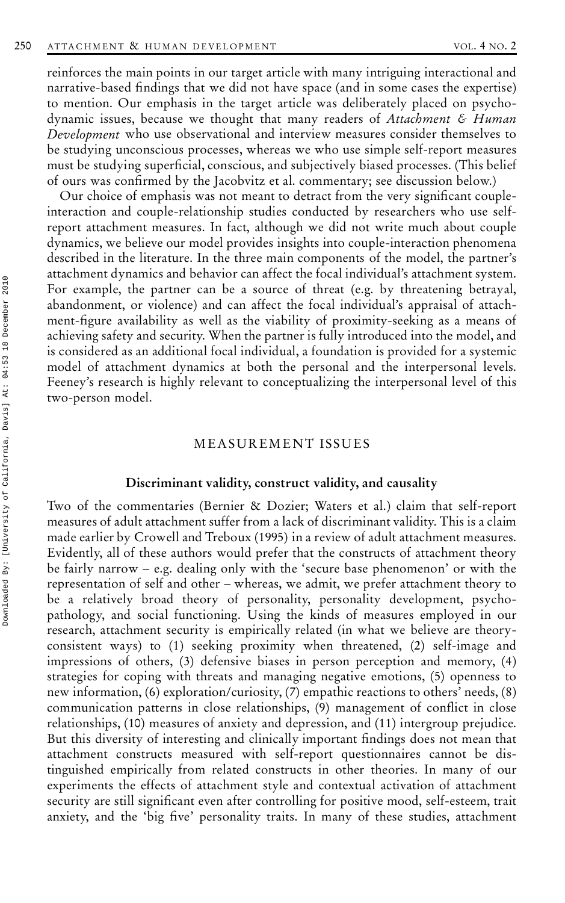reinforces the main points in our target article with many intriguing interactional and narrative-based findings that we did not have space (and in some cases the expertise) to mention. Our emphasis in the target article was deliberately placed on psychodynamic issues, because we thought that many readers of *Attachment & Human Development* who use observational and interview measures consider themselves to be studying unconscious processes, whereas we who use simple self-report measures must be studying superficial, conscious, and subjectively biased processes. (This belief of ours was confirmed by the Jacobvitz et al. commentary; see discussion below.)

Our choice of emphasis was not meant to detract from the very significant couple-interaction and couple-relationship studies conducted by researchers who use self-report attachment measures. In fact, although we did not write much about couple dynamics, we believe our model provides insights into couple-interaction phenomena described in the literature. In the three main components of the model, the partner's attachment dynamics and behavior can affect the focal individual's attachment system. For example, the partner can be a source of threat (e.g. by threatening betrayal, abandonment, or violence) and can affect the focal individual's appraisal of attachment-figure availability as well as the viability of proximity-seeking as a means of achieving safety and security. When the partner is fully introduced into the model, and is considered as an additional focal individual, a foundation is provided for a systemic model of attachment dynamics at both the personal and the interpersonal levels. Feeney's research is highly relevant to conceptualizing the interpersonal level of this two-person model.

## MEASUREMENT ISSUES

### Discriminant validity, construct validity, and causality

Two of the commentaries (Bernier & Dozier; Waters et al.) claim that self-report measures of adult attachment suffer from a lack of discriminant validity. This is a claim made earlier by Crowell and Treboux (1995) in a review of adult attachment measures. Evidently, all of these authors would prefer that the constructs of attachment theory be fairly narrow – e.g. dealing only with the 'secure base phenomenon' or with the representation of self and other – whereas, we admit, we prefer attachment theory to be a relatively broad theory of personality, personality development, psychopathology, and social functioning. Using the kinds of measures employed in our research, attachment security is empirically related (in what we believe are theory-consistent ways) to (1) seeking proximity when threatened, (2) self-image and impressions of others, (3) defensive biases in person perception and memory, (4) strategies for coping with threats and managing negative emotions, (5) openness to new information, (6) exploration/curiosity, (7) empathic reactions to others' needs, (8) communication patterns in close relationships, (9) management of conflict in close relationships, (10) measures of anxiety and depression, and (11) intergroup prejudice. But this diversity of interesting and clinically important findings does not mean that attachment constructs measured with self-report questionnaires cannot be distinguished empirically from related constructs in other theories. In many of our experiments the effects of attachment style and contextual activation of attachment security are still significant even after controlling for positive mood, self-esteem, trait anxiety, and the 'big five' personality traits. In many of these studies, attachment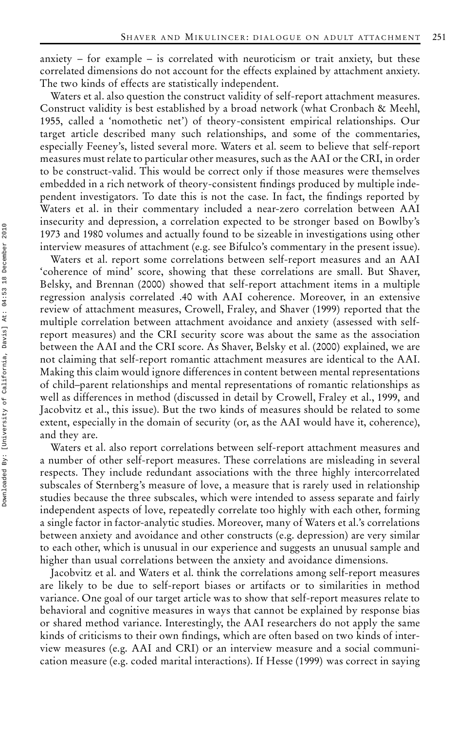anxiety – for example – is correlated with neuroticism or trait anxiety, but these correlated dimensions do not account for the effects explained by attachment anxiety. The two kinds of effects are statistically independent.

Waters et al. also question the construct validity of self-report attachment measures. Construct validity is best established by a broad network (what Cronbach & Meehl, 1955, called a 'nomothetic net') of theory-consistent empirical relationships. Our target article described many such relationships, and some of the commentaries, especially Feeney's, listed several more. Waters et al. seem to believe that self-report measures must relate to particular other measures, such as the AAI or the CRI, in order to be construct-valid. This would be correct only if those measures were themselves embedded in a rich network of theory-consistent findings produced by multiple independent investigators. To date this is not the case. In fact, the findings reported by Waters et al. in their commentary included a near-zero correlation between AAI insecurity and depression, a correlation expected to be stronger based on Bowlby's 1973 and 1980 volumes and actually found to be sizeable in investigations using other interview measures of attachment (e.g. see Bifulco's commentary in the present issue).

Waters et al. report some correlations between self-report measures and an AAI 'coherence of mind' score, showing that these correlations are small. But Shaver, Belsky, and Brennan (2000) showed that self-report attachment items in a multiple regression analysis correlated .40 with AAI coherence. Moreover, in an extensive review of attachment measures, Crowell, Fraley, and Shaver (1999) reported that the multiple correlation between attachment avoidance and anxiety (assessed with self-report measures) and the CRI security score was about the same as the association between the AAI and the CRI score. As Shaver, Belsky et al. (2000) explained, we are not claiming that self-report romantic attachment measures are identical to the AAI. Making this claim would ignore differences in content between mental representations of child–parent relationships and mental representations of romantic relationships as well as differences in method (discussed in detail by Crowell, Fraley et al., 1999, and Jacobvitz et al., this issue). But the two kinds of measures should be related to some extent, especially in the domain of security (or, as the AAI would have it, coherence), and they are.

Waters et al. also report correlations between self-report attachment measures and a number of other self-report measures. These correlations are misleading in several respects. They include redundant associations with the three highly intercorrelated subscales of Sternberg's measure of love, a measure that is rarely used in relationship studies because the three subscales, which were intended to assess separate and fairly independent aspects of love, repeatedly correlate too highly with each other, forming a single factor in factor-analytic studies. Moreover, many of Waters et al.'s correlations between anxiety and avoidance and other constructs (e.g. depression) are very similar to each other, which is unusual in our experience and suggests an unusual sample and higher than usual correlations between the anxiety and avoidance dimensions.

Jacobvitz et al. and Waters et al. think the correlations among self-report measures are likely to be due to self-report biases or artifacts or to similarities in method variance. One goal of our target article was to show that self-report measures relate to behavioral and cognitive measures in ways that cannot be explained by response bias or shared method variance. Interestingly, the AAI researchers do not apply the same kinds of criticisms to their own findings, which are often based on two kinds of interview measures (e.g. AAI and CRI) or an interview measure and a social communication measure (e.g. coded marital interactions). If Hesse (1999) was correct in saying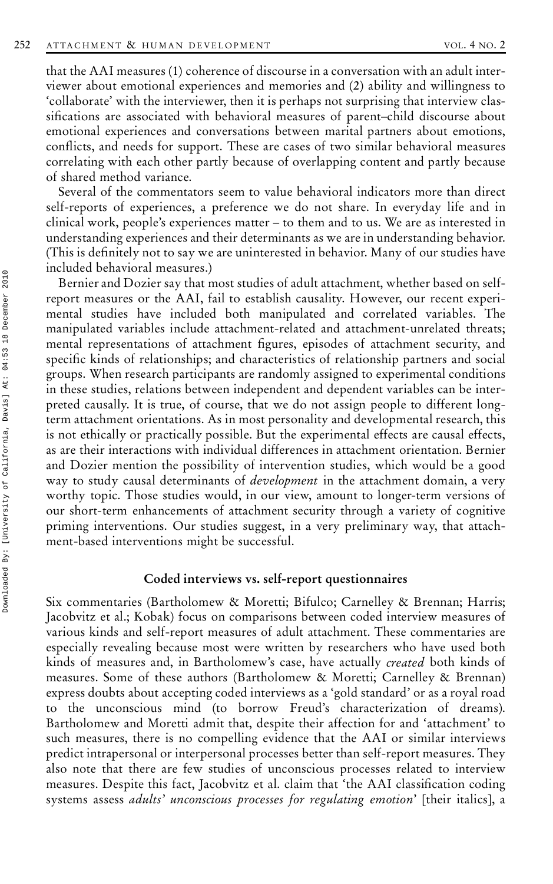that the AAI measures (1) coherence of discourse in a conversation with an adult interviewer about emotional experiences and memories and (2) ability and willingness to 'collaborate' with the interviewer, then it is perhaps not surprising that interview classifications are associated with behavioral measures of parent–child discourse about emotional experiences and conversations between marital partners about emotions, conflicts, and needs for support. These are cases of two similar behavioral measures correlating with each other partly because of overlapping content and partly because of shared method variance.

Several of the commentators seem to value behavioral indicators more than direct self-reports of experiences, a preference we do not share. In everyday life and in clinical work, people's experiences matter – to them and to us. We are as interested in understanding experiences and their determinants as we are in understanding behavior. (This is definitely not to say we are uninterested in behavior. Many of our studies have included behavioral measures.)

Bernier and Dozier say that most studies of adult attachment, whether based on self-report measures or the AAI, fail to establish causality. However, our recent experimental studies have included both manipulated and correlated variables. The manipulated variables include attachment-related and attachment-unrelated threats; mental representations of attachment figures, episodes of attachment security, and specific kinds of relationships; and characteristics of relationship partners and social groups. When research participants are randomly assigned to experimental conditions in these studies, relations between independent and dependent variables can be interpreted causally. It is true, of course, that we do not assign people to different long-term attachment orientations. As in most personality and developmental research, this is not ethically or practically possible. But the experimental effects are causal effects, as are their interactions with individual differences in attachment orientation. Bernier and Dozier mention the possibility of intervention studies, which would be a good way to study causal determinants of *development* in the attachment domain, a very worthy topic. Those studies would, in our view, amount to longer-term versions of our short-term enhancements of attachment security through a variety of cognitive priming interventions. Our studies suggest, in a very preliminary way, that attachment-based interventions might be successful.

## Coded interviews vs. self-report questionnaires

Six commentaries (Bartholomew & Moretti; Bifulco; Carnelley & Brennan; Harris; Jacobvitz et al.; Kobak) focus on comparisons between coded interview measures of various kinds and self-report measures of adult attachment. These commentaries are especially revealing because most were written by researchers who have used both kinds of measures and, in Bartholomew's case, have actually *created* both kinds of measures. Some of these authors (Bartholomew & Moretti; Carnelley & Brennan) express doubts about accepting coded interviews as a 'gold standard' or as a royal road to the unconscious mind (to borrow Freud's characterization of dreams). Bartholomew and Moretti admit that, despite their affection for and 'attachment' to such measures, there is no compelling evidence that the AAI or similar interviews predict intrapersonal or interpersonal processes better than self-report measures. They also note that there are few studies of unconscious processes related to interview measures. Despite this fact, Jacobvitz et al. claim that 'the AAI classification coding systems assess *adults' unconscious processes for regulating emotion*' [their italics], a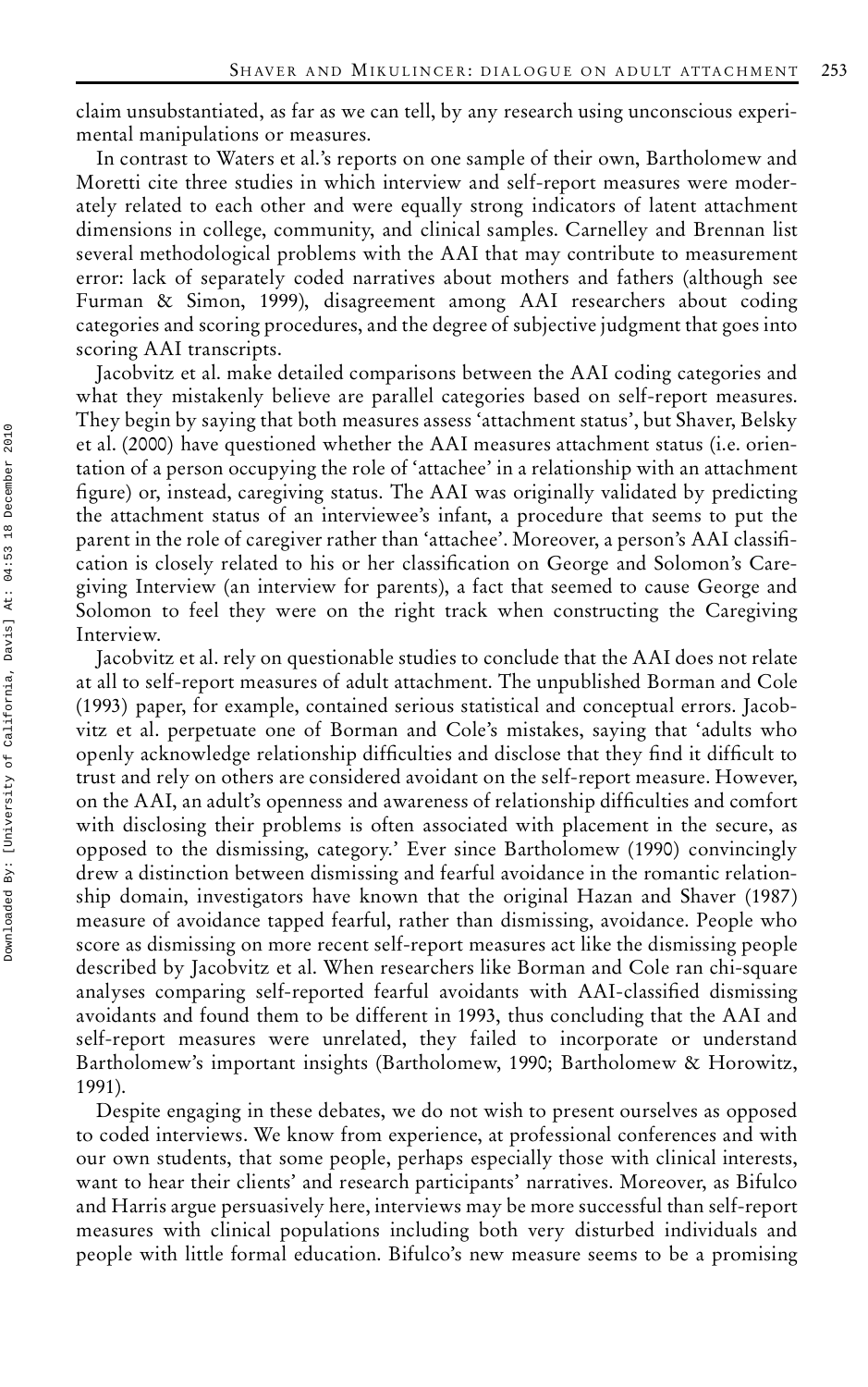claim unsubstantiated, as far as we can tell, by any research using unconscious experimental manipulations or measures.

In contrast to Waters et al.'s reports on one sample of their own, Bartholomew and Moretti cite three studies in which interview and self-report measures were moderately related to each other and were equally strong indicators of latent attachment dimensions in college, community, and clinical samples. Carnelley and Brennan list several methodological problems with the AAI that may contribute to measurement error: lack of separately coded narratives about mothers and fathers (although see Furman & Simon, 1999), disagreement among AAI researchers about coding categories and scoring procedures, and the degree of subjective judgment that goes into scoring AAI transcripts.

Jacobvitz et al. make detailed comparisons between the AAI coding categories and what they mistakenly believe are parallel categories based on self-report measures. They begin by saying that both measures assess 'attachment status', but Shaver, Belsky et al. (2000) have questioned whether the AAI measures attachment status (i.e. orientation of a person occupying the role of 'attachee' in a relationship with an attachment figure) or, instead, caregiving status. The AAI was originally validated by predicting the attachment status of an interviewee's infant, a procedure that seems to put the parent in the role of caregiver rather than 'attachee'. Moreover, a person's AAI classification is closely related to his or her classification on George and Solomon's Caregiving Interview (an interview for parents), a fact that seemed to cause George and Solomon to feel they were on the right track when constructing the Caregiving Interview.

Jacobvitz et al. rely on questionable studies to conclude that the AAI does not relate at all to self-report measures of adult attachment. The unpublished Borman and Cole (1993) paper, for example, contained serious statistical and conceptual errors. Jacobvitz et al. perpetuate one of Borman and Cole's mistakes, saying that 'adults who openly acknowledge relationship difficulties and disclose that they find it difficult to trust and rely on others are considered avoidant on the self-report measure. However, on the AAI, an adult's openness and awareness of relationship difficulties and comfort with disclosing their problems is often associated with placement in the secure, as opposed to the dismissing, category.' Ever since Bartholomew (1990) convincingly drew a distinction between dismissing and fearful avoidance in the romantic relationship domain, investigators have known that the original Hazan and Shaver (1987) measure of avoidance tapped fearful, rather than dismissing, avoidance. People who score as dismissing on more recent self-report measures act like the dismissing people described by Jacobvitz et al. When researchers like Borman and Cole ran chi-square analyses comparing self-reported fearful avoidants with AAI-classified dismissing avoidants and found them to be different in 1993, thus concluding that the AAI and self-report measures were unrelated, they failed to incorporate or understand Bartholomew's important insights (Bartholomew, 1990; Bartholomew & Horowitz, 1991).

Despite engaging in these debates, we do not wish to present ourselves as opposed to coded interviews. We know from experience, at professional conferences and with our own students, that some people, perhaps especially those with clinical interests, want to hear their clients' and research participants' narratives. Moreover, as Bifulco and Harris argue persuasively here, interviews may be more successful than self-report measures with clinical populations including both very disturbed individuals and people with little formal education. Bifulco's new measure seems to be a promising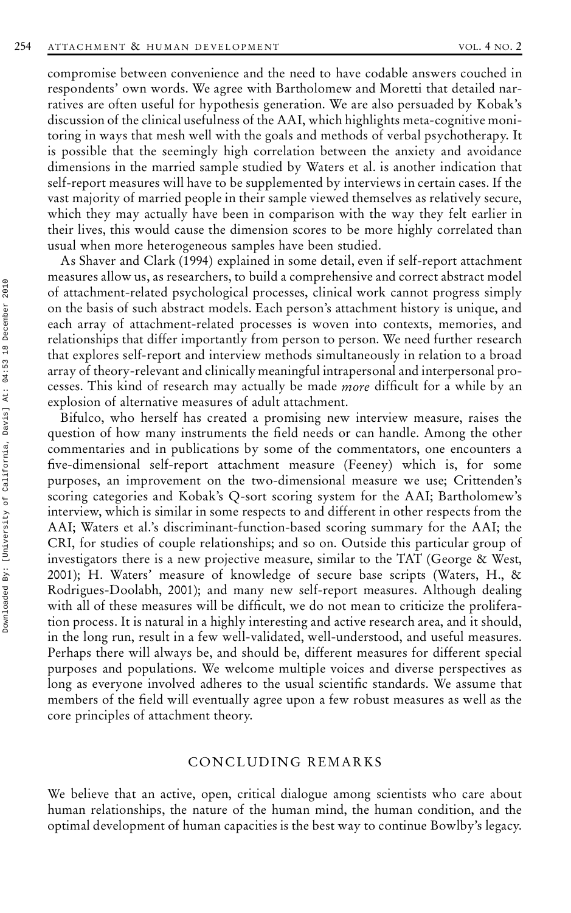compromise between convenience and the need to have codable answers couched in respondents' own words. We agree with Bartholomew and Moretti that detailed narratives are often useful for hypothesis generation. We are also persuaded by Kobak's discussion of the clinical usefulness of the AAI, which highlights meta-cognitive monitoring in ways that mesh well with the goals and methods of verbal psychotherapy. It is possible that the seemingly high correlation between the anxiety and avoidance dimensions in the married sample studied by Waters et al. is another indication that self-report measures will have to be supplemented by interviews in certain cases. If the vast majority of married people in their sample viewed themselves as relatively secure, which they may actually have been in comparison with the way they felt earlier in their lives, this would cause the dimension scores to be more highly correlated than usual when more heterogeneous samples have been studied.

As Shaver and Clark (1994) explained in some detail, even if self-report attachment measures allow us, as researchers, to build a comprehensive and correct abstract model of attachment-related psychological processes, clinical work cannot progress simply on the basis of such abstract models. Each person's attachment history is unique, and each array of attachment-related processes is woven into contexts, memories, and relationships that differ importantly from person to person. We need further research that explores self-report and interview methods simultaneously in relation to a broad array of theory-relevant and clinically meaningful intrapersonal and interpersonal processes. This kind of research may actually be made *more* difficult for a while by an explosion of alternative measures of adult attachment.

Bifulco, who herself has created a promising new interview measure, raises the question of how many instruments the field needs or can handle. Among the other commentaries and in publications by some of the commentators, one encounters a five-dimensional self-report attachment measure (Feeney) which is, for some purposes, an improvement on the two-dimensional measure we use; Crittenden's scoring categories and Kobak's Q-sort scoring system for the AAI; Bartholomew's interview, which is similar in some respects to and different in other respects from the AAI; Waters et al.'s discriminant-function-based scoring summary for the AAI; the CRI, for studies of couple relationships; and so on. Outside this particular group of investigators there is a new projective measure, similar to the TAT (George & West, 2001); H. Waters' measure of knowledge of secure base scripts (Waters, H., & Rodrigues-Doolabh, 2001); and many new self-report measures. Although dealing with all of these measures will be difficult, we do not mean to criticize the proliferation process. It is natural in a highly interesting and active research area, and it should, in the long run, result in a few well-validated, well-understood, and useful measures. Perhaps there will always be, and should be, different measures for different special purposes and populations. We welcome multiple voices and diverse perspectives as long as everyone involved adheres to the usual scientific standards. We assume that members of the field will eventually agree upon a few robust measures as well as the core principles of attachment theory.

## CONCLUDING REMARKS

We believe that an active, open, critical dialogue among scientists who care about human relationships, the nature of the human mind, the human condition, and the optimal development of human capacities is the best way to continue Bowlby's legacy.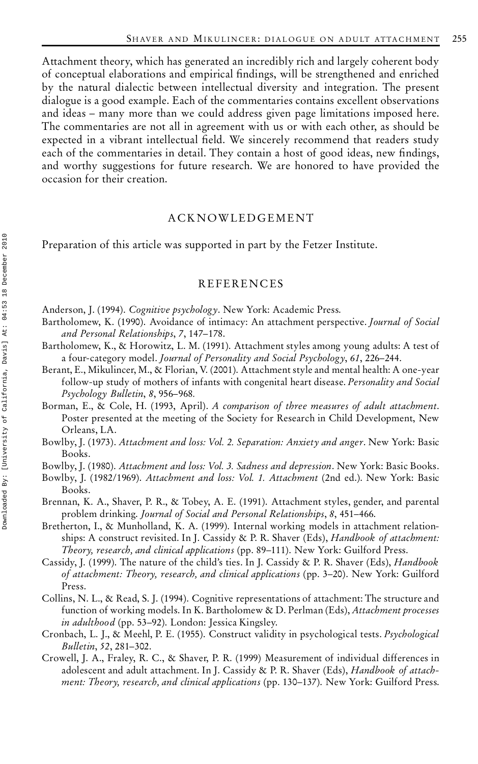Attachment theory, which has generated an incredibly rich and largely coherent body of conceptual elaborations and empirical findings, will be strengthened and enriched by the natural dialectic between intellectual diversity and integration. The present dialogue is a good example. Each of the commentaries contains excellent observations and ideas – many more than we could address given page limitations imposed here. The commentaries are not all in agreement with us or with each other, as should be expected in a vibrant intellectual field. We sincerely recommend that readers study each of the commentaries in detail. They contain a host of good ideas, new findings, and worthy suggestions for future research. We are honored to have provided the occasion for their creation.

## ACKNOWLEDGEMENT

Preparation of this article was supported in part by the Fetzer Institute.

## REFERENCES

Anderson, J. (1994). *Cognitive psychology*. New York: Academic Press.

Bartholomew, K. (1990). Avoidance of intimacy: An attachment perspective. *Journal of Social and Personal Relationships*, *7*, 147–178.

Bartholomew, K., & Horowitz, L. M. (1991). Attachment styles among young adults: A test of a four-category model. *Journal of Personality and Social Psychology*, *61*, 226–244.

Berant, E., Mikulincer, M., & Florian, V. (2001). Attachment style and mental health: A one-year follow-up study of mothers of infants with congenital heart disease. *Personality and Social Psychology Bulletin*, *8*, 956–968.

Borman, E., & Cole, H. (1993, April). *A comparison of three measures of adult attachment*. Poster presented at the meeting of the Society for Research in Child Development, New Orleans, LA.

Bowlby, J. (1973). *Attachment and loss: Vol. 2. Separation: Anxiety and anger*. New York: Basic Books.

Bowlby, J. (1980). *Attachment and loss: Vol. 3. Sadness and depression*. New York: Basic Books.

Bowlby, J. (1982/1969). *Attachment and loss: Vol. 1. Attachment* (2nd ed.). New York: Basic Books.

Brennan, K. A., Shaver, P. R., & Tobey, A. E. (1991). Attachment styles, gender, and parental problem drinking. *Journal of Social and Personal Relationships*, *8*, 451–466.

Bretherton, I., & Munholland, K. A. (1999). Internal working models in attachment relationships: A construct revisited. In J. Cassidy & P. R. Shaver (Eds), *Handbook of attachment: Theory, research, and clinical applications* (pp. 89–111). New York: Guilford Press.

Cassidy, J. (1999). The nature of the child's ties. In J. Cassidy & P. R. Shaver (Eds), *Handbook of attachment: Theory, research, and clinical applications* (pp. 3–20). New York: Guilford Press.

Collins, N. L., & Read, S. J. (1994). Cognitive representations of attachment: The structure and function of working models. In K. Bartholomew & D. Perlman (Eds), *Attachment processes in adulthood* (pp. 53–92). London: Jessica Kingsley.

Cronbach, L. J., & Meehl, P. E. (1955). Construct validity in psychological tests. *Psychological Bulletin*, *52*, 281–302.

Crowell, J. A., Fraley, R. C., & Shaver, P. R. (1999) Measurement of individual differences in adolescent and adult attachment. In J. Cassidy & P. R. Shaver (Eds), *Handbook of attachment: Theory, research, and clinical applications* (pp. 130–137). New York: Guilford Press.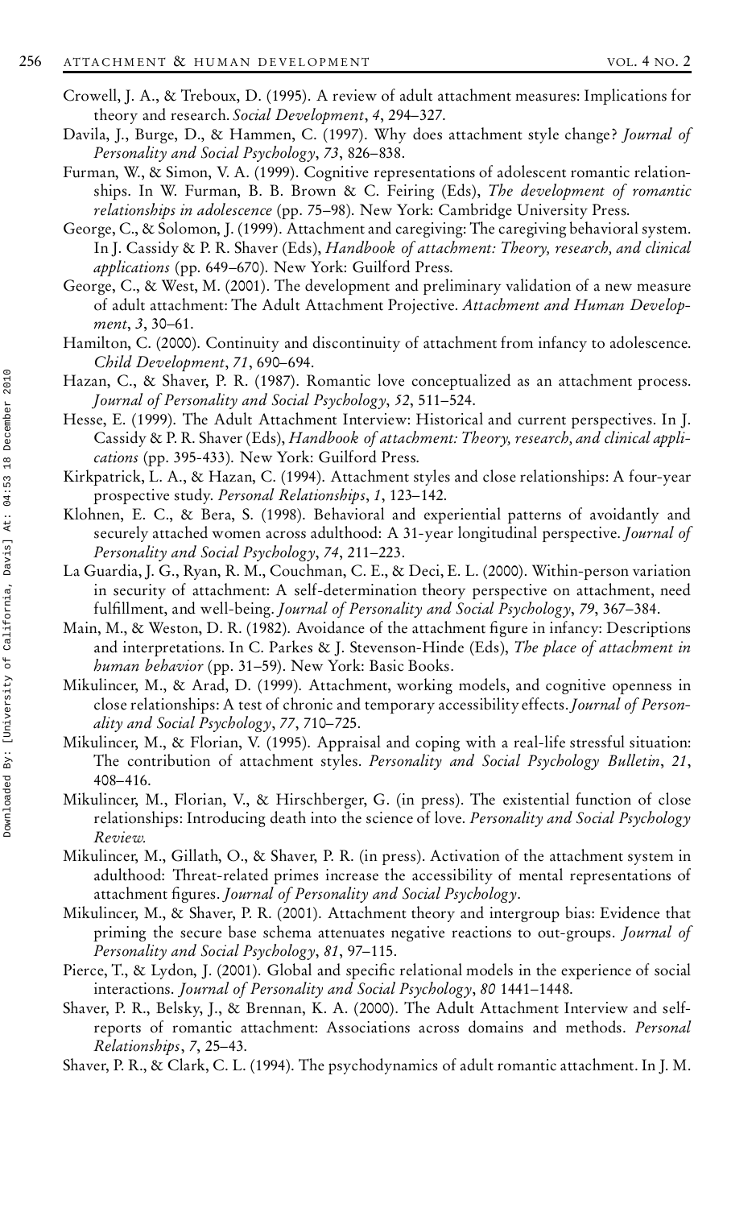Crowell, J. A., & Treboux, D. (1995). A review of adult attachment measures: Implications for theory and research. *Social Development*, *4*, 294–327.

Davila, J., Burge, D., & Hammen, C. (1997). Why does attachment style change? *Journal of Personality and Social Psychology*, *73*, 826–838.

Furman, W., & Simon, V. A. (1999). Cognitive representations of adolescent romantic relationships. In W. Furman, B. B. Brown & C. Feiring (Eds), *The development of romantic relationships in adolescence* (pp. 75–98). New York: Cambridge University Press.

George, C., & Solomon, J. (1999). Attachment and caregiving: The caregiving behavioral system. In J. Cassidy & P. R. Shaver (Eds), *Handbook of attachment: Theory, research, and clinical applications* (pp. 649–670). New York: Guilford Press.

George, C., & West, M. (2001). The development and preliminary validation of a new measure of adult attachment: The Adult Attachment Projective. *Attachment and Human Development*, *3*, 30–61.

Hamilton, C. (2000). Continuity and discontinuity of attachment from infancy to adolescence. *Child Development*, *71*, 690–694.

Hazan, C., & Shaver, P. R. (1987). Romantic love conceptualized as an attachment process. *Journal of Personality and Social Psychology*, *52*, 511–524.

Hesse, E. (1999). The Adult Attachment Interview: Historical and current perspectives. In J. Cassidy & P. R. Shaver (Eds), *Handbook of attachment: Theory, research, and clinical applications* (pp. 395-433). New York: Guilford Press.

Kirkpatrick, L. A., & Hazan, C. (1994). Attachment styles and close relationships: A four-year prospective study. *Personal Relationships*, *1*, 123–142.

Klohnen, E. C., & Bera, S. (1998). Behavioral and experiential patterns of avoidantly and securely attached women across adulthood: A 31-year longitudinal perspective. *Journal of Personality and Social Psychology*, *74*, 211–223.

La Guardia, J. G., Ryan, R. M., Couchman, C. E., & Deci, E. L. (2000). Within-person variation in security of attachment: A self-determination theory perspective on attachment, need fulfillment, and well-being. *Journal of Personality and Social Psychology*, *79*, 367–384.

Main, M., & Weston, D. R. (1982). Avoidance of the attachment figure in infancy: Descriptions and interpretations. In C. Parkes & J. Stevenson-Hinde (Eds), *The place of attachment in human behavior* (pp. 31–59). New York: Basic Books.

Mikulincer, M., & Arad, D. (1999). Attachment, working models, and cognitive openness in close relationships: A test of chronic and temporary accessibility effects. *Journal of Personality and Social Psychology*, *77*, 710–725.

Mikulincer, M., & Florian, V. (1995). Appraisal and coping with a real-life stressful situation: The contribution of attachment styles. *Personality and Social Psychology Bulletin*, *21*, 408–416.

Mikulincer, M., Florian, V., & Hirschberger, G. (in press). The existential function of close relationships: Introducing death into the science of love. *Personality and Social Psychology Review.*

Mikulincer, M., Gillath, O., & Shaver, P. R. (in press). Activation of the attachment system in adulthood: Threat-related primes increase the accessibility of mental representations of attachment figures. *Journal of Personality and Social Psychology*.

Mikulincer, M., & Shaver, P. R. (2001). Attachment theory and intergroup bias: Evidence that priming the secure base schema attenuates negative reactions to out-groups. *Journal of Personality and Social Psychology*, *81*, 97–115.

Pierce, T., & Lydon, J. (2001). Global and specific relational models in the experience of social interactions. *Journal of Personality and Social Psychology*, *80* 1441–1448.

Shaver, P. R., Belsky, J., & Brennan, K. A. (2000). The Adult Attachment Interview and self-reports of romantic attachment: Associations across domains and methods. *Personal Relationships*, *7*, 25–43.

Shaver, P. R., & Clark, C. L. (1994). The psychodynamics of adult romantic attachment. In J. M.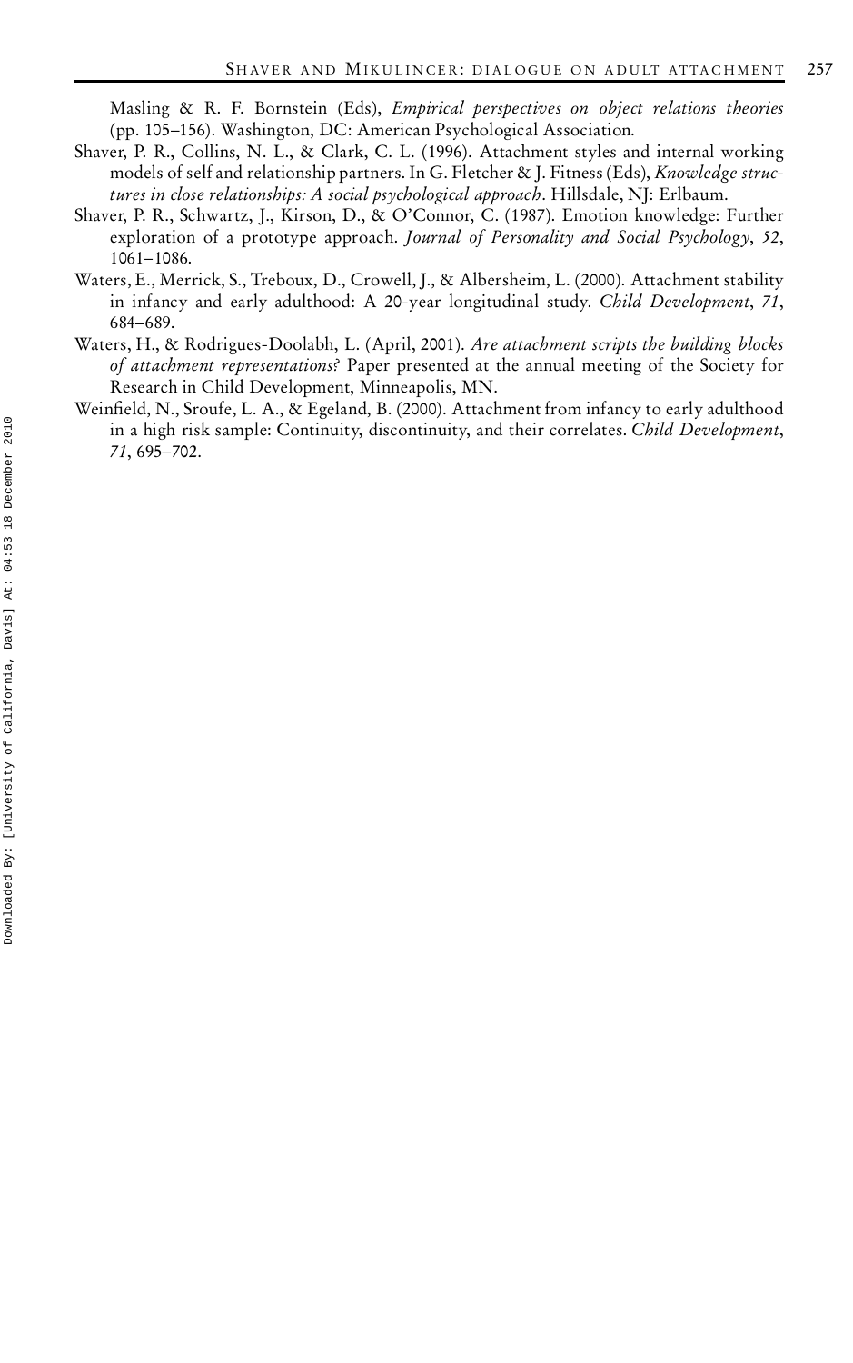Masling & R. F. Bornstein (Eds), *Empirical perspectives on object relations theories* (pp. 105–156). Washington, DC: American Psychological Association.

Shaver, P. R., Collins, N. L., & Clark, C. L. (1996). Attachment styles and internal working models of self and relationship partners. In G. Fletcher & J. Fitness (Eds), *Knowledge structures in close relationships: A social psychological approach*. Hillsdale, NJ: Erlbaum.

Shaver, P. R., Schwartz, J., Kirson, D., & O'Connor, C. (1987). Emotion knowledge: Further exploration of a prototype approach. *Journal of Personality and Social Psychology*, *52*, 1061–1086.

Waters, E., Merrick, S., Treboux, D., Crowell, J., & Albersheim, L. (2000). Attachment stability in infancy and early adulthood: A 20-year longitudinal study. *Child Development*, *71*, 684–689.

Waters, H., & Rodrigues-Doolabh, L. (April, 2001). *Are attachment scripts the building blocks of attachment representations?* Paper presented at the annual meeting of the Society for Research in Child Development, Minneapolis, MN.

Weinfield, N., Sroufe, L. A., & Egeland, B. (2000). Attachment from infancy to early adulthood in a high risk sample: Continuity, discontinuity, and their correlates. *Child Development*, *71*, 695–702.